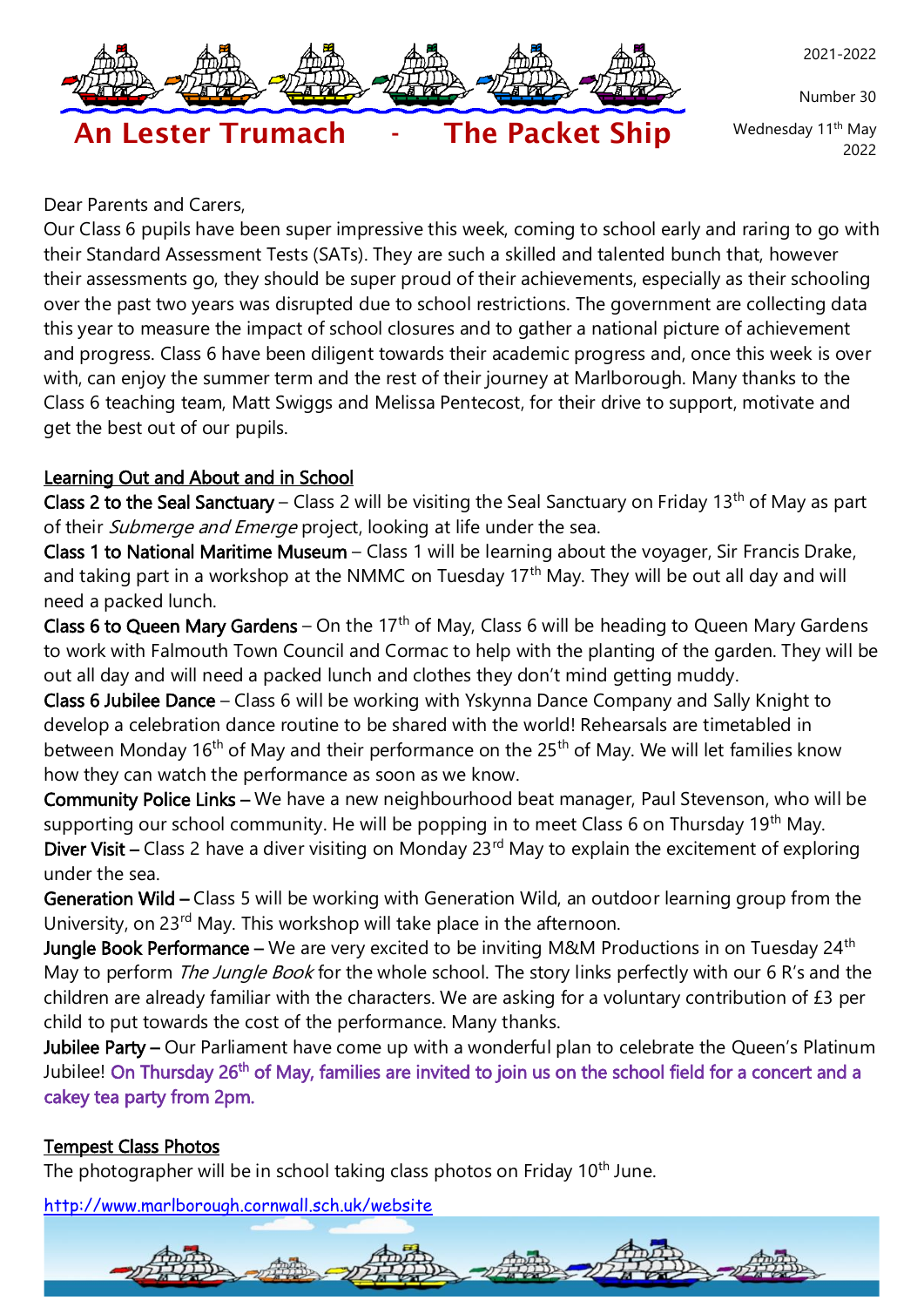# An Lester Trumach - The Packet Ship

2021-2022

Number 30

Wednesday 11th May 2022

Dear Parents and Carers,
Our Class 6 pupils have been super impressive this week, coming to school early and raring to go with their Standard Assessment Tests (SATs). They are such a skilled and talented bunch that, however their assessments go, they should be super proud of their achievements, especially as their schooling over the past two years was disrupted due to school restrictions. The government are collecting data this year to measure the impact of school closures and to gather a national picture of achievement and progress. Class 6 have been diligent towards their academic progress and, once this week is over with, can enjoy the summer term and the rest of their journey at Marlborough. Many thanks to the Class 6 teaching team, Matt Swiggs and Melissa Pentecost, for their drive to support, motivate and get the best out of our pupils.

## Learning Out and About and in School

**Class 2 to the Seal Sanctuary** – Class 2 will be visiting the Seal Sanctuary on Friday 13th of May as part of their *Submerge and Emerge* project, looking at life under the sea.

**Class 1 to National Maritime Museum** – Class 1 will be learning about the voyager, Sir Francis Drake, and taking part in a workshop at the NMMC on Tuesday 17th May. They will be out all day and will need a packed lunch.

**Class 6 to Queen Mary Gardens** – On the 17th of May, Class 6 will be heading to Queen Mary Gardens to work with Falmouth Town Council and Cormac to help with the planting of the garden. They will be out all day and will need a packed lunch and clothes they don't mind getting muddy.

**Class 6 Jubilee Dance** – Class 6 will be working with Yskynna Dance Company and Sally Knight to develop a celebration dance routine to be shared with the world! Rehearsals are timetabled in between Monday 16th of May and their performance on the 25th of May. We will let families know how they can watch the performance as soon as we know.

**Community Police Links** – We have a new neighbourhood beat manager, Paul Stevenson, who will be supporting our school community. He will be popping in to meet Class 6 on Thursday 19th May.

**Diver Visit** – Class 2 have a diver visiting on Monday 23rd May to explain the excitement of exploring under the sea.

**Generation Wild** – Class 5 will be working with Generation Wild, an outdoor learning group from the University, on 23rd May. This workshop will take place in the afternoon.

**Jungle Book Performance** – We are very excited to be inviting M&M Productions in on Tuesday 24th May to perform *The Jungle Book* for the whole school. The story links perfectly with our 6 R's and the children are already familiar with the characters. We are asking for a voluntary contribution of £3 per child to put towards the cost of the performance. Many thanks.

**Jubilee Party** – Our Parliament have come up with a wonderful plan to celebrate the Queen's Platinum Jubilee! On Thursday 26th of May, families are invited to join us on the school field for a concert and a cakey tea party from 2pm.

## Tempest Class Photos

The photographer will be in school taking class photos on Friday 10th June.

http://www.marlborough.cornwall.sch.uk/website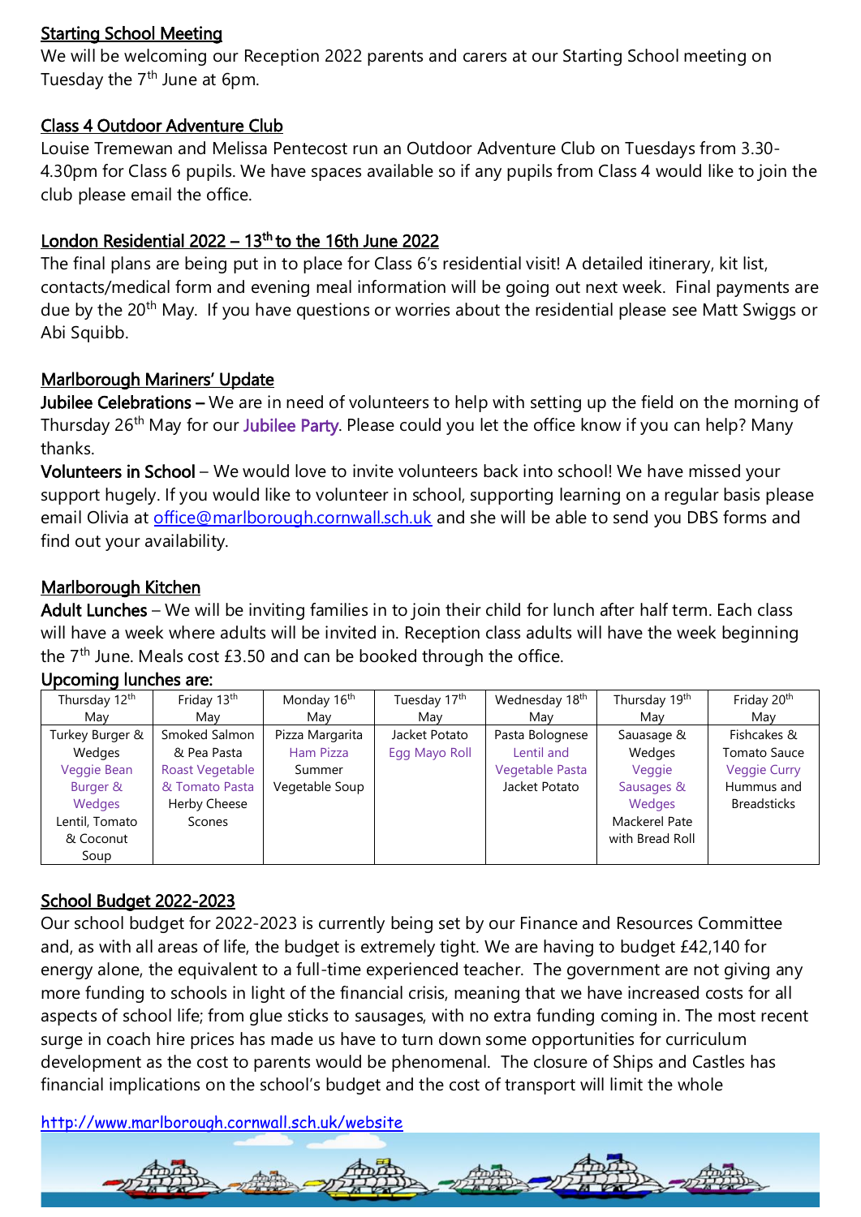## Starting School Meeting

We will be welcoming our Reception 2022 parents and carers at our Starting School meeting on Tuesday the 7th June at 6pm.

## Class 4 Outdoor Adventure Club

Louise Tremewan and Melissa Pentecost run an Outdoor Adventure Club on Tuesdays from 3.30-4.30pm for Class 6 pupils. We have spaces available so if any pupils from Class 4 would like to join the club please email the office.

## London Residential 2022 – 13th to the 16th June 2022

The final plans are being put in to place for Class 6's residential visit! A detailed itinerary, kit list, contacts/medical form and evening meal information will be going out next week. Final payments are due by the 20th May. If you have questions or worries about the residential please see Matt Swiggs or Abi Squibb.

## Marlborough Mariners' Update

**Jubilee Celebrations –** We are in need of volunteers to help with setting up the field on the morning of Thursday 26th May for our Jubilee Party. Please could you let the office know if you can help? Many thanks.

**Volunteers in School** – We would love to invite volunteers back into school! We have missed your support hugely. If you would like to volunteer in school, supporting learning on a regular basis please email Olivia at office@marlborough.cornwall.sch.uk and she will be able to send you DBS forms and find out your availability.

## Marlborough Kitchen

**Adult Lunches** – We will be inviting families in to join their child for lunch after half term. Each class will have a week where adults will be invited in. Reception class adults will have the week beginning the 7th June. Meals cost £3.50 and can be booked through the office.

### Upcoming lunches are:

| Thursday 12th May | Friday 13th May | Monday 16th May | Tuesday 17th May | Wednesday 18th May | Thursday 19th May | Friday 20th May |
|---|---|---|---|---|---|---|
| Turkey Burger & Wedges<br>Veggie Bean Burger & Wedges<br>Lentil, Tomato & Coconut Soup | Smoked Salmon & Pea Pasta<br>Roast Vegetable & Tomato Pasta<br>Herby Cheese Scones | Pizza Margarita<br>Ham Pizza<br>Summer Vegetable Soup | Jacket Potato<br>Egg Mayo Roll | Pasta Bolognese<br>Lentil and Vegetable Pasta<br>Jacket Potato | Sausage & Wedges<br>Veggie Sausages & Wedges<br>Mackerel Pate with Bread Roll | Fishcakes & Tomato Sauce<br>Veggie Curry<br>Hummus and Breadsticks |

## School Budget 2022-2023

Our school budget for 2022-2023 is currently being set by our Finance and Resources Committee and, as with all areas of life, the budget is extremely tight. We are having to budget £42,140 for energy alone, the equivalent to a full-time experienced teacher. The government are not giving any more funding to schools in light of the financial crisis, meaning that we have increased costs for all aspects of school life; from glue sticks to sausages, with no extra funding coming in. The most recent surge in coach hire prices has made us have to turn down some opportunities for curriculum development as the cost to parents would be phenomenal. The closure of Ships and Castles has financial implications on the school's budget and the cost of transport will limit the whole

http://www.marlborough.cornwall.sch.uk/website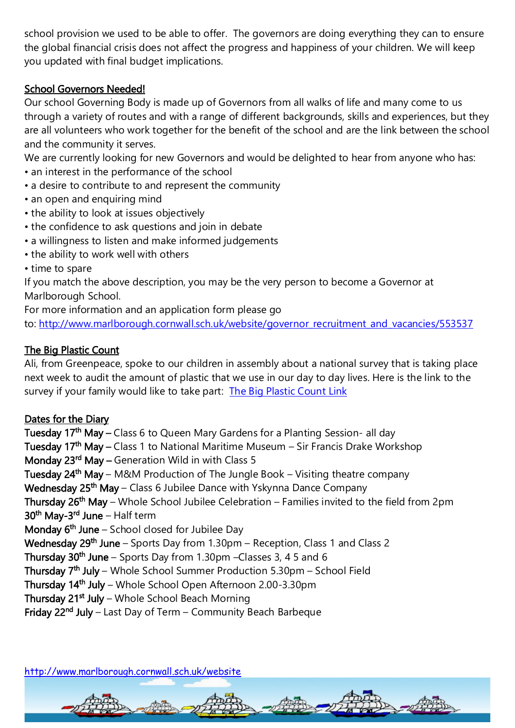school provision we used to be able to offer. The governors are doing everything they can to ensure the global financial crisis does not affect the progress and happiness of your children. We will keep you updated with final budget implications.

## School Governors Needed!

Our school Governing Body is made up of Governors from all walks of life and many come to us through a variety of routes and with a range of different backgrounds, skills and experiences, but they are all volunteers who work together for the benefit of the school and are the link between the school and the community it serves.

We are currently looking for new Governors and would be delighted to hear from anyone who has:

- an interest in the performance of the school
- a desire to contribute to and represent the community
- an open and enquiring mind
- the ability to look at issues objectively
- the confidence to ask questions and join in debate
- a willingness to listen and make informed judgements
- the ability to work well with others
- time to spare

If you match the above description, you may be the very person to become a Governor at Marlborough School.

For more information and an application form please go to: http://www.marlborough.cornwall.sch.uk/website/governor_recruitment_and_vacancies/553537

## The Big Plastic Count

Ali, from Greenpeace, spoke to our children in assembly about a national survey that is taking place next week to audit the amount of plastic that we use in our day to day lives. Here is the link to the survey if your family would like to take part: The Big Plastic Count Link

## Dates for the Diary

**Tuesday 17th May –** Class 6 to Queen Mary Gardens for a Planting Session- all day
**Tuesday 17th May –** Class 1 to National Maritime Museum – Sir Francis Drake Workshop
**Monday 23rd May –** Generation Wild in with Class 5
**Tuesday 24th May** – M&M Production of The Jungle Book – Visiting theatre company
**Wednesday 25th May** – Class 6 Jubilee Dance with Yskynna Dance Company
**Thursday 26th May** – Whole School Jubilee Celebration – Families invited to the field from 2pm
**30th May-3rd June** – Half term
**Monday 6th June** – School closed for Jubilee Day
**Wednesday 29th June** – Sports Day from 1.30pm – Reception, Class 1 and Class 2
**Thursday 30th June** – Sports Day from 1.30pm –Classes 3, 4 5 and 6
**Thursday 7th July** – Whole School Summer Production 5.30pm – School Field
**Thursday 14th July** – Whole School Open Afternoon 2.00-3.30pm
**Thursday 21st July** – Whole School Beach Morning
**Friday 22nd July** – Last Day of Term – Community Beach Barbeque

http://www.marlborough.cornwall.sch.uk/website